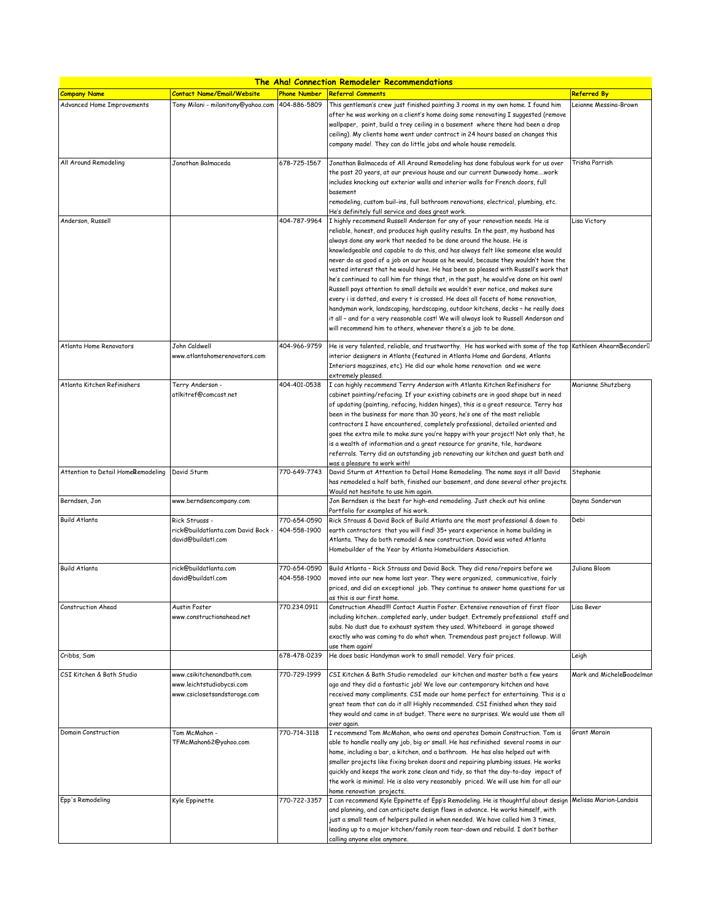# The Aha! Connection Remodeler Recommendations

| Company Name | Contact Name/Email/Website | Phone Number | Referral Comments | Referred By |
|---|---|---|---|---|
| Advanced Home Improvements | Tony Milani - milanitony@yahoo.com | 404-886-5809 | This gentleman's crew just finished painting 3 rooms in my own home. I found him after he was working on a client's home doing some renovating I suggested (remove wallpaper, paint, build a trey ceiling in a basement where there had been a drop ceiling). My clients home went under contract in 24 hours based on changes this company made!. They can do little jobs and whole house remodels. | Leianne Messina-Brown |
| All Around Remodeling | Jonathan Balmaceda | 678-725-1567 | Jonathan Balmaceda of All Around Remodeling has done fabulous work for us over the past 20 years, at our previous house and our current Dunwoody home....work includes knocking out exterior walls and interior walls for French doors, full basement remodeling, custom buil-ins, full bathroom renovations, electrical, plumbing, etc. He's definitely full service and does great work. | Trisha Parrish |
| Anderson, Russell | | 404-787-9964 | I highly recommend Russell Anderson for any of your renovation needs. He is reliable, honest, and produces high quality results. In the past, my husband has always done any work that needed to be done around the house. He is knowledgeable and capable to do this, and has always felt like someone else would never do as good of a job on our house as he would, because they wouldn't have the vested interest that he would have. He has been so pleased with Russell's work that he's continued to call him for things that, in the past, he would've done on his own! Russell pays attention to small details we wouldn't ever notice, and makes sure every i is dotted, and every t is crossed. He does all facets of home renovation, handyman work, landscaping, hardscaping, outdoor kitchens, decks - he really does it all - and for a very reasonable cost! We will always look to Russell Anderson and will recommend him to others, whenever there's a job to be done. | Lisa Victory |
| Atlanta Home Renovators | John Caldwell www.atlantahomerenovators.com | 404-966-9759 | He is very talented, reliable, and trustworthy. He has worked with some of the top interior designers in Atlanta (featured in Atlanta Home and Gardens, Atlanta Interiors magazines, etc). He did our whole home renovation and we were extremely pleased. | Kathleen Ahearn Seconder |
| Atlanta Kitchen Refinishers | Terry Anderson - atlkitref@comcast.net | 404-401-0538 | I can highly recommend Terry Anderson with Atlanta Kitchen Refinishers for cabinet painting/refacing. If your existing cabinets are in good shape but in need of updating (painting, refacing, hidden hinges), this is a great resource. Terry has been in the business for more than 30 years, he's one of the most reliable contractors I have encountered, completely professional, detailed oriented and goes the extra mile to make sure you're happy with your project! Not only that, he is a wealth of information and a great resource for granite, tile, hardware referrals. Terry did an outstanding job renovating our kitchen and guest bath and was a pleasure to work with! | Marianne Shutzberg |
| Attention to Detail Home Remodeling | David Sturm | 770-649-7743 | David Sturm at Attention to Detail Home Remodeling. The name says it all! David has remodeled a half bath, finished our basement, and done several other projects. Would not hesitate to use him again. | Stephanie |
| Berndsen, Jon | www.berndsencompany.com | | Jon Berndsen is the best for high-end remodeling. Just check out his online Portfolio for examples of his work. | Dayna Sondervan |
| Build Atlanta | Rick Struass - rick@buildatlanta.com David Bock - david@buildatl.com | 770-654-0590 404-558-1900 | Rick Strauss & David Bock of Build Atlanta are the most professional & down to earth contractors that you will find! 35+ years experience in home building in Atlanta. They do both remodel & new construction. David was voted Atlanta Homebuilder of the Year by Atlanta Homebuilders Association. | Debi |
| Build Atlanta | rick@buildatlanta.com david@buildatl.com | 770-654-0590 404-558-1900 | Build Atlanta - Rick Strauss and David Bock. They did reno/repairs before we moved into our new home last year. They were organized, communicative, fairly priced, and did an exceptional job. They continue to answer home questions for us as this is our first home. | Juliana Bloom |
| Construction Ahead | Austin Foster www.constructionahead.net | 770.234.0911 | Construction Ahead!!!! Contact Austin Foster. Extensive renovation of first floor including kitchen...completed early, under budget. Extremely professional staff and subs. No dust due to exhaust system they used. Whiteboard in garage showed exactly who was coming to do what when. Tremendous post project followup. Will use them again! | Lisa Bever |
| Cribbs, Sam | | 678-478-0239 | He does basic Handyman work to small remodel. Very fair prices. | Leigh |
| CSI Kitchen & Bath Studio | www.csikitchenandbath.com www.leichtstudiobycsi.com www.csiclosetsandstorage.com | 770-729-1999 | CSI Kitchen & Bath Studio remodeled our kitchen and master bath a few years ago and they did a fantastic job! We love our contemporary kitchen and have received many compliments. CSI made our home perfect for entertaining. This is a great team that can do it all! Highly recommended. CSI finished when they said they would and came in at budget. There were no surprises. We would use them all over again. | Mark and Michele Goodelman |
| Domain Construction | Tom McMahon - TFMcMahon62@yahoo.com | 770-714-3118 | I recommend Tom McMahon, who owns and operates Domain Construction. Tom is able to handle really any job, big or small. He has refinished several rooms in our home, including a bar, a kitchen, and a bathroom. He has also helped out with smaller projects like fixing broken doors and repairing plumbing issues. He works quickly and keeps the work zone clean and tidy, so that the day-to-day impact of the work is minimal. He is also very reasonably priced. We will use him for all our home renovation projects. | Grant Morain |
| Epp's Remodeling | Kyle Eppinette | 770-722-3357 | I can recommend Kyle Eppinette of Epp's Remodeling. He is thoughtful about design and planning, and can anticipate design flaws in advance. He works himself, with just a small team of helpers pulled in when needed. We have called him 3 times, leading up to a major kitchen/family room tear-down and rebuild. I don't bother calling anyone else anymore. | Melissa Marion-Landais |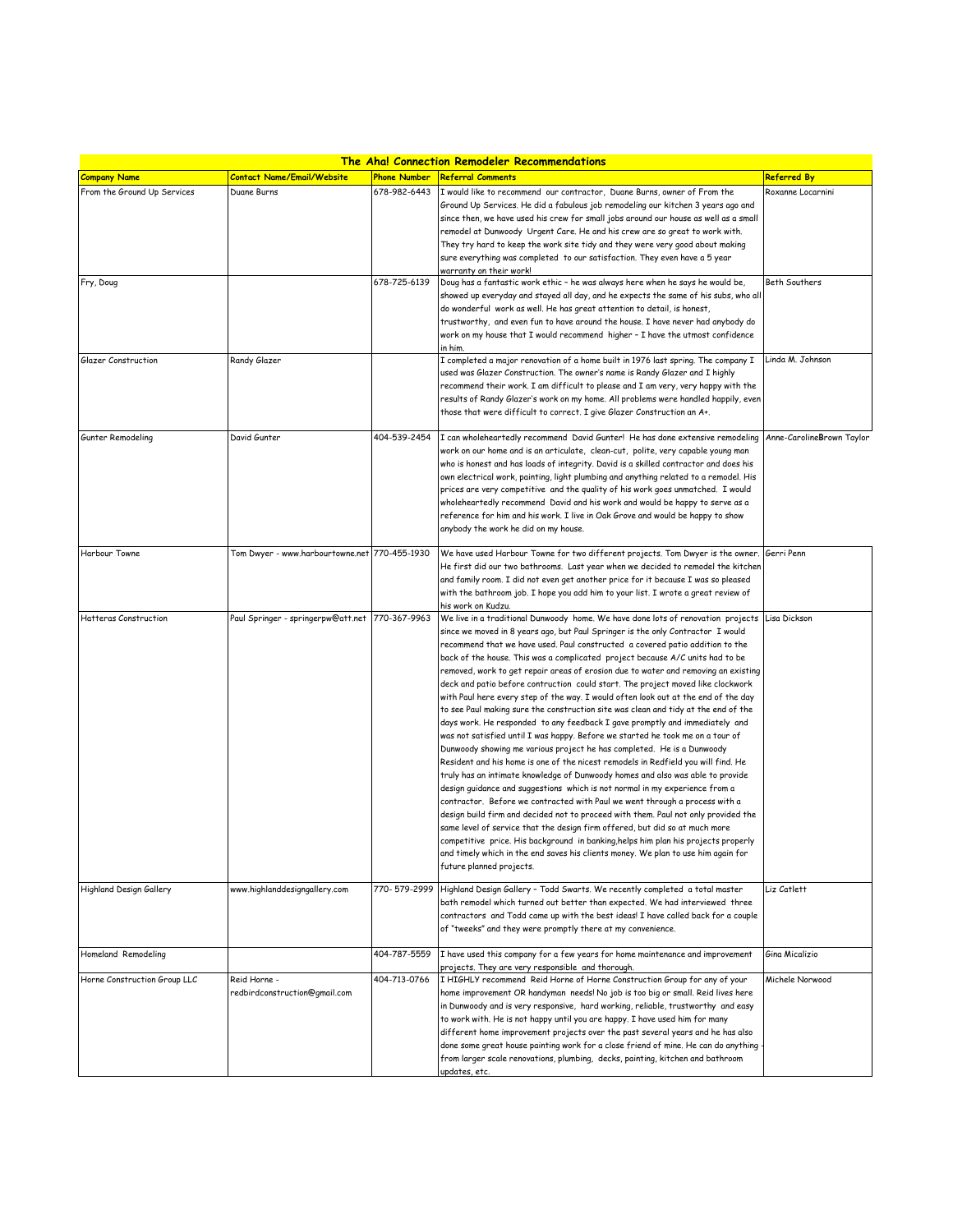| The Aha! Connection Remodeler Recommendations | | | | |
|---|---|---|---|---|
| **Company Name** | **Contact Name/Email/Website** | **Phone Number** | **Referral Comments** | **Referred By** |
| From the Ground Up Services | Duane Burns | 678-982-6443 | I would like to recommend our contractor, Duane Burns, owner of From the Ground Up Services. He did a fabulous job remodeling our kitchen 3 years ago and since then, we have used his crew for small jobs around our house as well as a small remodel at Dunwoody Urgent Care. He and his crew are so great to work with. They try hard to keep the work site tidy and they were very good about making sure everything was completed to our satisfaction. They even have a 5 year warranty on their work! | Roxanne Locarnini |
| Fry, Doug | | 678-725-6139 | Doug has a fantastic work ethic - he was always here when he says he would be, showed up everyday and stayed all day, and he expects the same of his subs, who all do wonderful work as well. He has great attention to detail, is honest, trustworthy, and even fun to have around the house. I have never had anybody do work on my house that I would recommend higher - I have the utmost confidence in him. | Beth Southers |
| Glazer Construction | Randy Glazer | | I completed a major renovation of a home built in 1976 last spring. The company I used was Glazer Construction. The owner's name is Randy Glazer and I highly recommend their work. I am difficult to please and I am very, very happy with the results of Randy Glazer's work on my home. All problems were handled happily, even those that were difficult to correct. I give Glazer Construction an A+. | Linda M. Johnson |
| Gunter Remodeling | David Gunter | 404-539-2454 | I can wholeheartedly recommend David Gunter! He has done extensive remodeling work on our home and is an articulate, clean-cut, polite, very capable young man who is honest and has loads of integrity. David is a skilled contractor and does his own electrical work, painting, light plumbing and anything related to a remodel. His prices are very competitive and the quality of his work goes unmatched. I would wholeheartedly recommend David and his work and would be happy to serve as a reference for him and his work. I live in Oak Grove and would be happy to show anybody the work he did on my house. | Anne-CarolineBrown Taylor |
| Harbour Towne | Tom Dwyer - www.harbourtowne.net | 770-455-1930 | We have used Harbour Towne for two different projects. Tom Dwyer is the owner. He first did our two bathrooms. Last year when we decided to remodel the kitchen and family room. I did not even get another price for it because I was so pleased with the bathroom job. I hope you add him to your list. I wrote a great review of his work on Kudzu. | Gerri Penn |
| Hatteras Construction | Paul Springer - springerpw@att.net | 770-367-9963 | We live in a traditional Dunwoody home. We have done lots of renovation projects since we moved in 8 years ago, but Paul Springer is the only Contractor I would recommend that we have used. Paul constructed a covered patio addition to the back of the house. This was a complicated project because A/C units had to be removed, work to get repair areas of erosion due to water and removing an existing deck and patio before contruction could start. The project moved like clockwork with Paul here every step of the way. I would often look out at the end of the day to see Paul making sure the construction site was clean and tidy at the end of the days work. He responded to any feedback I gave promptly and immediately and was not satisfied until I was happy. Before we started he took me on a tour of Dunwoody showing me various project he has completed. He is a Dunwoody Resident and his home is one of the nicest remodels in Redfield you will find. He truly has an intimate knowledge of Dunwoody homes and also was able to provide design guidance and suggestions which is not normal in my experience from a contractor. Before we contracted with Paul we went through a process with a design build firm and decided not to proceed with them. Paul not only provided the same level of service that the design firm offered, but did so at much more competitive price. His background in banking,helps him plan his projects properly and timely which in the end saves his clients money. We plan to use him again for future planned projects. | Lisa Dickson |
| Highland Design Gallery | www.highlanddesigngallery.com | 770- 579-2999 | Highland Design Gallery - Todd Swarts. We recently completed a total master bath remodel which turned out better than expected. We had interviewed three contractors and Todd came up with the best ideas! I have called back for a couple of "tweeks" and they were promptly there at my convenience. | Liz Catlett |
| Homeland Remodeling | | 404-787-5559 | I have used this company for a few years for home maintenance and improvement projects. They are very responsible and thorough. | Gina Micalizio |
| Horne Construction Group LLC | Reid Horne - redbirdconstruction@gmail.com | 404-713-0766 | I HIGHLY recommend Reid Horne of Horne Construction Group for any of your home improvement OR handyman needs! No job is too big or small. Reid lives here in Dunwoody and is very responsive, hard working, reliable, trustworthy and easy to work with. He is not happy until you are happy. I have used him for many different home improvement projects over the past several years and he has also done some great house painting work for a close friend of mine. He can do anything - from larger scale renovations, plumbing, decks, painting, kitchen and bathroom updates, etc. | Michele Norwood |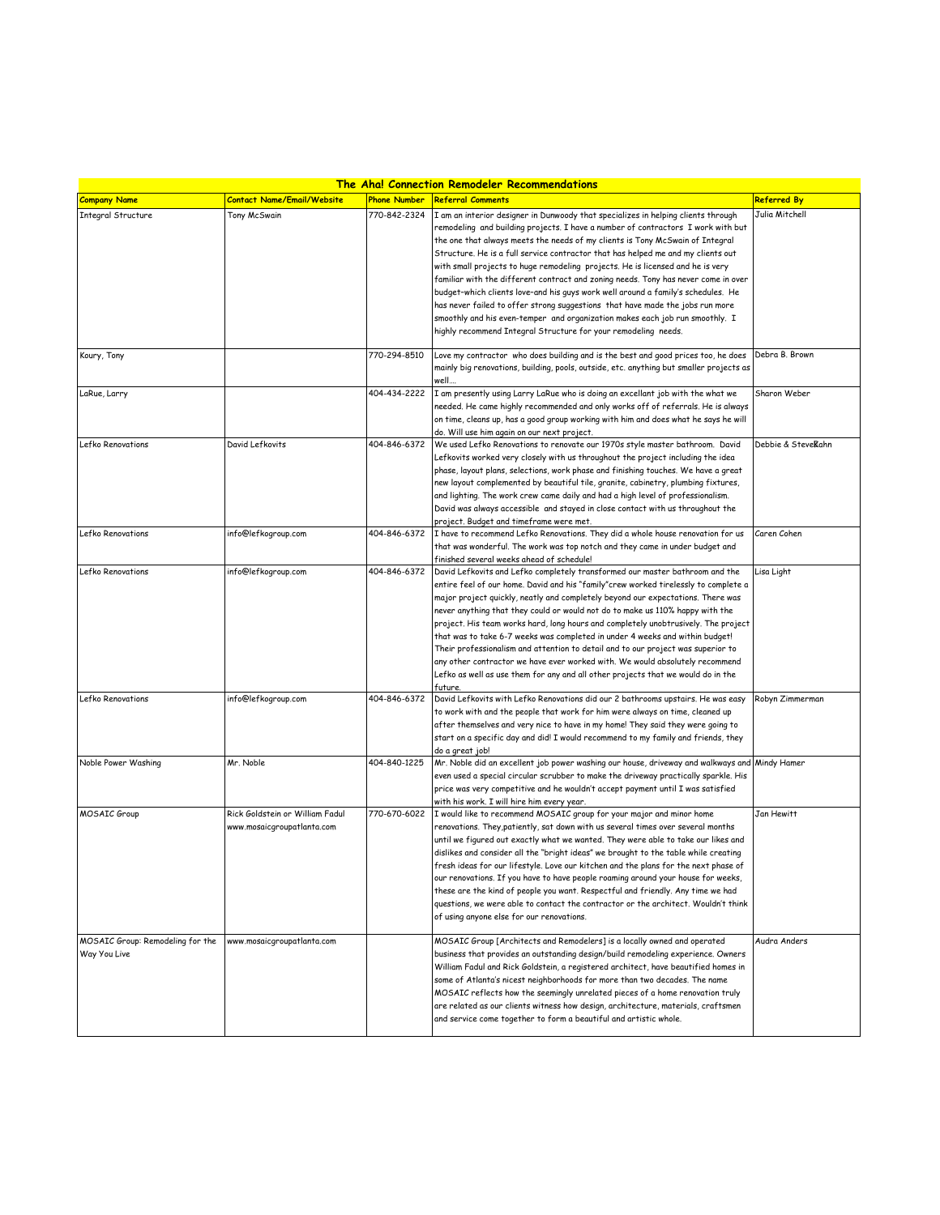| The Aha! Connection Remodeler Recommendations | | | | |
|---|---|---|---|---|
| **Company Name** | **Contact Name/Email/Website** | **Phone Number** | **Referral Comments** | **Referred By** |
| Integral Structure | Tony McSwain | 770-842-2324 | I am an interior designer in Dunwoody that specializes in helping clients through remodeling and building projects. I have a number of contractors I work with but the one that always meets the needs of my clients is Tony McSwain of Integral Structure. He is a full service contractor that has helped me and my clients out with small projects to huge remodeling projects. He is licensed and he is very familiar with the different contract and zoning needs. Tony has never come in over budget-which clients love-and his guys work well around a family's schedules. He has never failed to offer strong suggestions that have made the jobs run more smoothly and his even-temper and organization makes each job run smoothly. I highly recommend Integral Structure for your remodeling needs. | Julia Mitchell |
| Koury, Tony | | 770-294-8510 | Love my contractor who does building and is the best and good prices too, he does mainly big renovations, building, pools, outside, etc. anything but smaller projects as well.... | Debra B. Brown |
| LaRue, Larry | | 404-434-2222 | I am presently using Larry LaRue who is doing an excellant job with the what we needed. He came highly recommended and only works off of referrals. He is always on time, cleans up, has a good group working with him and does what he says he will do. Will use him again on our next project. | Sharon Weber |
| Lefko Renovations | David Lefkovits | 404-846-6372 | We used Lefko Renovations to renovate our 1970s style master bathroom. David Lefkovits worked very closely with us throughout the project including the idea phase, layout plans, selections, work phase and finishing touches. We have a great new layout complemented by beautiful tile, granite, cabinetry, plumbing fixtures, and lighting. The work crew came daily and had a high level of professionalism. David was always accessible and stayed in close contact with us throughout the project. Budget and timeframe were met. | Debbie & Steve Kahn |
| Lefko Renovations | info@lefkogroup.com | 404-846-6372 | I have to recommend Lefko Renovations. They did a whole house renovation for us that was wonderful. The work was top notch and they came in under budget and finished several weeks ahead of schedule! | Caren Cohen |
| Lefko Renovations | info@lefkogroup.com | 404-846-6372 | David Lefkovits and Lefko completely transformed our master bathroom and the entire feel of our home. David and his "family"crew worked tirelessly to complete a major project quickly, neatly and completely beyond our expectations. There was never anything that they could or would not do to make us 110% happy with the project. His team works hard, long hours and completely unobtrusively. The project that was to take 6-7 weeks was completed in under 4 weeks and within budget! Their professionalism and attention to detail and to our project was superior to any other contractor we have ever worked with. We would absolutely recommend Lefko as well as use them for any and all other projects that we would do in the future. | Lisa Light |
| Lefko Renovations | info@lefkogroup.com | 404-846-6372 | David Lefkovits with Lefko Renovations did our 2 bathrooms upstairs. He was easy to work with and the people that work for him were always on time, cleaned up after themselves and very nice to have in my home! They said they were going to start on a specific day and did! I would recommend to my family and friends, they do a great job! | Robyn Zimmerman |
| Noble Power Washing | Mr. Noble | 404-840-1225 | Mr. Noble did an excellent job power washing our house, driveway and walkways and even used a special circular scrubber to make the driveway practically sparkle. His price was very competitive and he wouldn't accept payment until I was satisfied with his work. I will hire him every year. | Mindy Hamer |
| MOSAIC Group | Rick Goldstein or William Fadul www.mosaicgroupatlanta.com | 770-670-6022 | I would like to recommend MOSAIC group for your major and minor home renovations. They,patiently, sat down with us several times over several months until we figured out exactly what we wanted. They were able to take our likes and dislikes and consider all the "bright ideas" we brought to the table while creating fresh ideas for our lifestyle. Love our kitchen and the plans for the next phase of our renovations. If you have to have people roaming around your house for weeks, these are the kind of people you want. Respectful and friendly. Any time we had questions, we were able to contact the contractor or the architect. Wouldn't think of using anyone else for our renovations. | Jan Hewitt |
| MOSAIC Group: Remodeling for the Way You Live | www.mosaicgroupatlanta.com | | MOSAIC Group [Architects and Remodelers] is a locally owned and operated business that provides an outstanding design/build remodeling experience. Owners William Fadul and Rick Goldstein, a registered architect, have beautified homes in some of Atlanta's nicest neighborhoods for more than two decades. The name MOSAIC reflects how the seemingly unrelated pieces of a home renovation truly are related as our clients witness how design, architecture, materials, craftsmen and service come together to form a beautiful and artistic whole. | Audra Anders |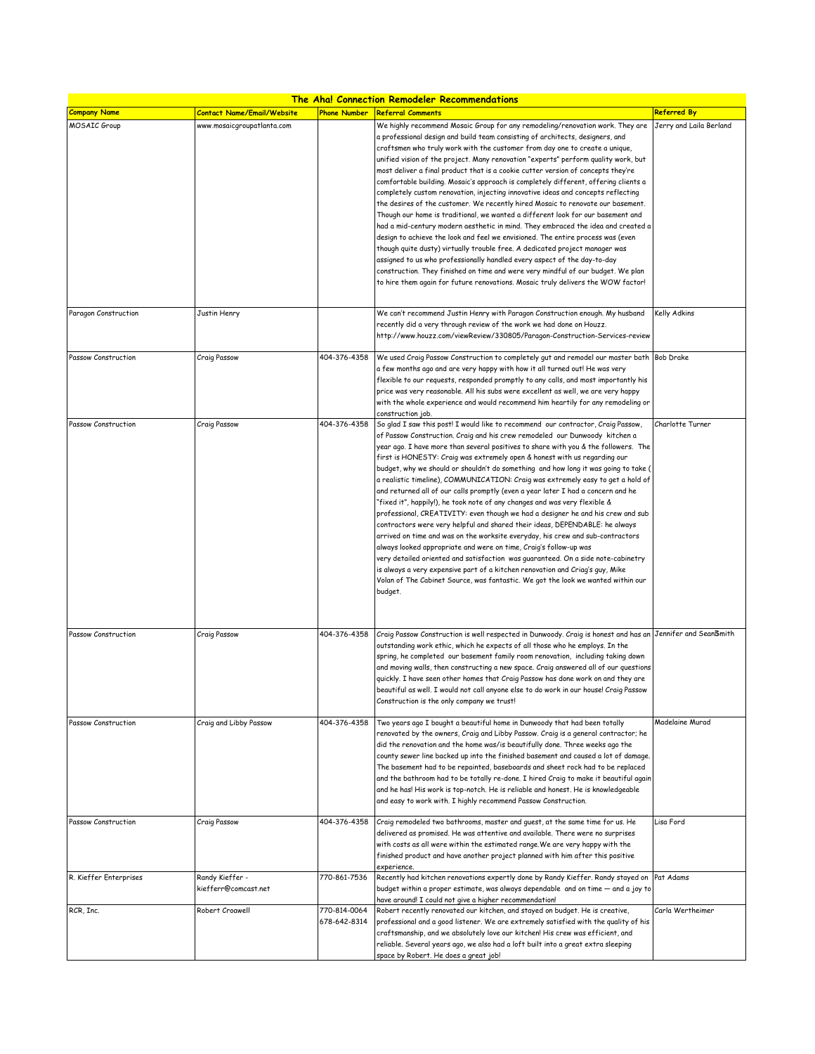# The Aha! Connection Remodeler Recommendations

| Company Name | Contact Name/Email/Website | Phone Number | Referral Comments | Referred By |
|---|---|---|---|---|
| MOSAIC Group | www.mosaicgroupatlanta.com | | We highly recommend Mosaic Group for any remodeling/renovation work. They are a professional design and build team consisting of architects, designers, and craftsmen who truly work with the customer from day one to create a unique, unified vision of the project. Many renovation "experts" perform quality work, but most deliver a final product that is a cookie cutter version of concepts they're comfortable building. Mosaic's approach is completely different, offering clients a completely custom renovation, injecting innovative ideas and concepts reflecting the desires of the customer. We recently hired Mosaic to renovate our basement. Though our home is traditional, we wanted a different look for our basement and had a mid-century modern aesthetic in mind. They embraced the idea and created a design to achieve the look and feel we envisioned. The entire process was (even though quite dusty) virtually trouble free. A dedicated project manager was assigned to us who professionally handled every aspect of the day-to-day construction. They finished on time and were very mindful of our budget. We plan to hire them again for future renovations. Mosaic truly delivers the WOW factor! | Jerry and Laila Berland |
| Paragon Construction | Justin Henry | | We can't recommend Justin Henry with Paragon Construction enough. My husband recently did a very through review of the work we had done on Houzz. http://www.houzz.com/viewReview/330805/Paragon-Construction-Services-review | Kelly Adkins |
| Passow Construction | Craig Passow | 404-376-4358 | We used Craig Passow Construction to completely gut and remodel our master bath a few months ago and are very happy with how it all turned out! He was very flexible to our requests, responded promptly to any calls, and most importantly his price was very reasonable. All his subs were excellent as well, we are very happy with the whole experience and would recommend him heartily for any remodeling or construction job. | Bob Drake |
| Passow Construction | Craig Passow | 404-376-4358 | So glad I saw this post! I would like to recommend our contractor, Craig Passow, of Passow Construction. Craig and his crew remodeled our Dunwoody kitchen a year ago. I have more than several positives to share with you & the followers. The first is HONESTY: Craig was extremely open & honest with us regarding our budget, why we should or shouldn't do something and how long it was going to take ( a realistic timeline), COMMUNICATION: Craig was extremely easy to get a hold of and returned all of our calls promptly (even a year later I had a concern and he "fixed it", happily!), he took note of any changes and was very flexible & professional, CREATIVITY: even though we had a designer he and his crew and sub contractors were very helpful and shared their ideas, DEPENDABLE: he always arrived on time and was on the worksite everyday, his crew and sub-contractors always looked appropriate and were on time, Craig's follow-up was very detailed oriented and satisfaction was guaranteed. On a side note-cabinetry is always a very expensive part of a kitchen renovation and Criag's guy, Mike Volan of The Cabinet Source, was fantastic. We got the look we wanted within our budget. | Charlotte Turner |
| Passow Construction | Craig Passow | 404-376-4358 | Craig Passow Construction is well respected in Dunwoody. Craig is honest and has an outstanding work ethic, which he expects of all those who he employs. In the spring, he completed our basement family room renovation, including taking down and moving walls, then constructing a new space. Craig answered all of our questions quickly. I have seen other homes that Craig Passow has done work on and they are beautiful as well. I would not call anyone else to do work in our house! Craig Passow Construction is the only company we trust! | Jennifer and Sean Smith |
| Passow Construction | Craig and Libby Passow | 404-376-4358 | Two years ago I bought a beautiful home in Dunwoody that had been totally renovated by the owners, Craig and Libby Passow. Craig is a general contractor; he did the renovation and the home was/is beautifully done. Three weeks ago the county sewer line backed up into the finished basement and caused a lot of damage. The basement had to be repainted, baseboards and sheet rock had to be replaced and the bathroom had to be totally re-done. I hired Craig to make it beautiful again and he has! His work is top-notch. He is reliable and honest. He is knowledgeable and easy to work with. I highly recommend Passow Construction. | Madelaine Murad |
| Passow Construction | Craig Passow | 404-376-4358 | Craig remodeled two bathrooms, master and guest, at the same time for us. He delivered as promised. He was attentive and available. There were no surprises with costs as all were within the estimated range.We are very happy with the finished product and have another project planned with him after this positive experience. | Lisa Ford |
| R. Kieffer Enterprises | Randy Kieffer - kiefferr@comcast.net | 770-861-7536 | Recently had kitchen renovations expertly done by Randy Kieffer. Randy stayed on budget within a proper estimate, was always dependable and on time — and a joy to have around! I could not give a higher recommendation! | Pat Adams |
| RCR, Inc. | Robert Croawell | 770-814-0064 678-642-8314 | Robert recently renovated our kitchen, and stayed on budget. He is creative, professional and a good listener. We are extremely satisfied with the quality of his craftsmanship, and we absolutely love our kitchen! His crew was efficient, and reliable. Several years ago, we also had a loft built into a great extra sleeping space by Robert. He does a great job! | Carla Wertheimer |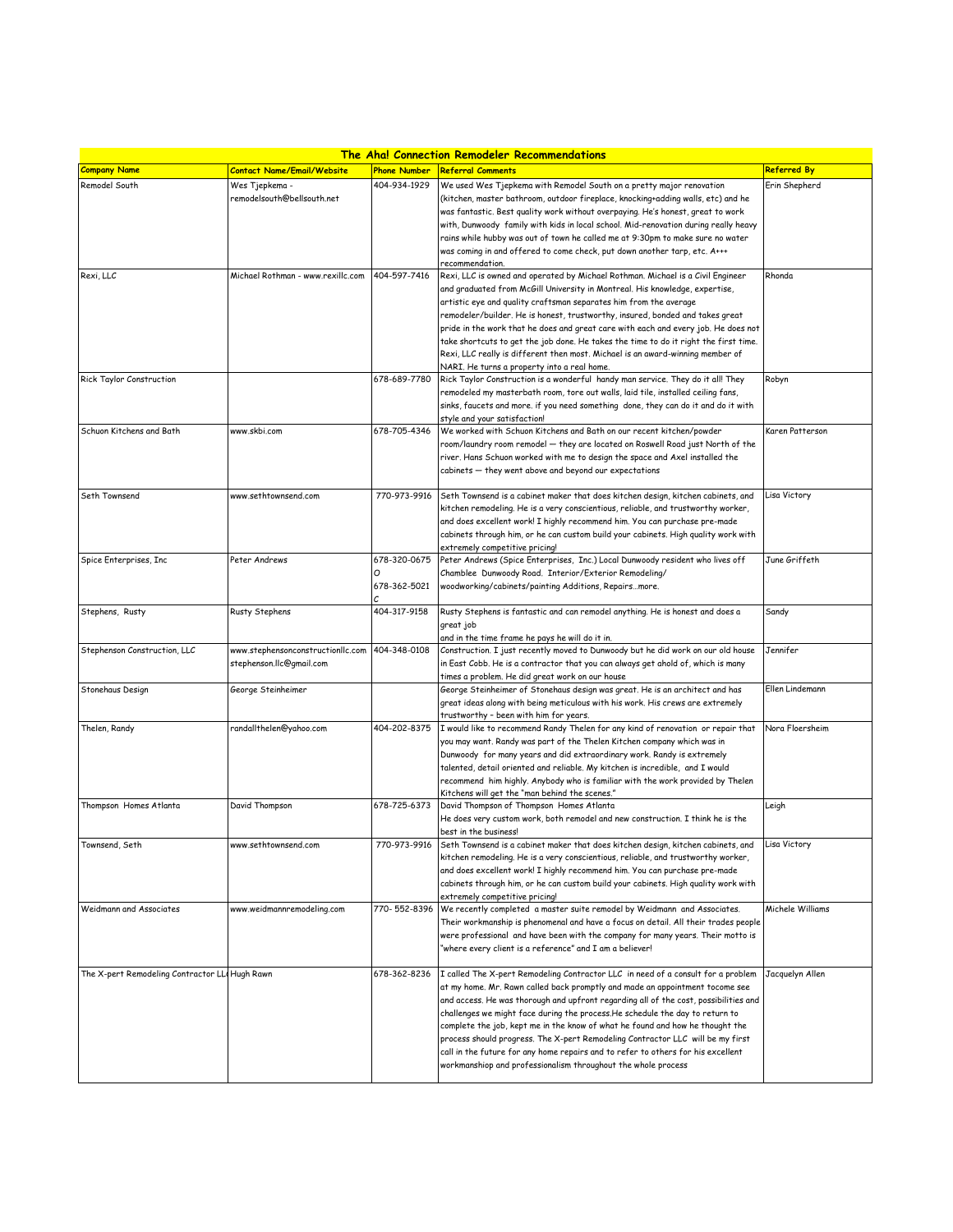| The Aha! Connection Remodeler Recommendations | | | | |
|---|---|---|---|---|
| **Company Name** | **Contact Name/Email/Website** | **Phone Number** | **Referral Comments** | **Referred By** |
| Remodel South | Wes Tjepkema - remodelsouth@bellsouth.net | 404-934-1929 | We used Wes Tjepkema with Remodel South on a pretty major renovation (kitchen, master bathroom, outdoor fireplace, knocking+adding walls, etc) and he was fantastic. Best quality work without overpaying. He's honest, great to work with, Dunwoody family with kids in local school. Mid-renovation during really heavy rains while hubby was out of town he called me at 9:30pm to make sure no water was coming in and offered to come check, put down another tarp, etc. A+++ recommendation. | Erin Shepherd |
| Rexi, LLC | Michael Rothman - www.rexillc.com | 404-597-7416 | Rexi, LLC is owned and operated by Michael Rothman. Michael is a Civil Engineer and graduated from McGill University in Montreal. His knowledge, expertise, artistic eye and quality craftsman separates him from the average remodeler/builder. He is honest, trustworthy, insured, bonded and takes great pride in the work that he does and great care with each and every job. He does not take shortcuts to get the job done. He takes the time to do it right the first time. Rexi, LLC really is different then most. Michael is an award-winning member of NARI. He turns a property into a real home. | Rhonda |
| Rick Taylor Construction | | 678-689-7780 | Rick Taylor Construction is a wonderful handy man service. They do it all! They remodeled my masterbath room, tore out walls, laid tile, installed ceiling fans, sinks, faucets and more. if you need something done, they can do it and do it with style and your satisfaction! | Robyn |
| Schuon Kitchens and Bath | www.skbi.com | 678-705-4346 | We worked with Schuon Kitchens and Bath on our recent kitchen/powder room/laundry room remodel — they are located on Roswell Road just North of the river. Hans Schuon worked with me to design the space and Axel installed the cabinets — they went above and beyond our expectations | Karen Patterson |
| Seth Townsend | www.sethtownsend.com | 770-973-9916 | Seth Townsend is a cabinet maker that does kitchen design, kitchen cabinets, and kitchen remodeling. He is a very conscientious, reliable, and trustworthy worker, and does excellent work! I highly recommend him. You can purchase pre-made cabinets through him, or he can custom build your cabinets. High quality work with extremely competitive pricing! | Lisa Victory |
| Spice Enterprises, Inc | Peter Andrews | 678-320-0675 O<br>678-362-5021 C | Peter Andrews (Spice Enterprises, Inc.) Local Dunwoody resident who lives off Chamblee Dunwoody Road. Interior/Exterior Remodeling/ woodworking/cabinets/painting Additions, Repairs…more. | June Griffeth |
| Stephens, Rusty | Rusty Stephens | 404-317-9158 | Rusty Stephens is fantastic and can remodel anything. He is honest and does a great job<br>and in the time frame he pays he will do it in. | Sandy |
| Stephenson Construction, LLC | www.stephensonconstructionllc.com stephenson.llc@gmail.com | 404-348-0108 | Construction. I just recently moved to Dunwoody but he did work on our old house in East Cobb. He is a contractor that you can always get ahold of, which is many times a problem. He did great work on our house | Jennifer |
| Stonehaus Design | George Steinheimer | | George Steinheimer of Stonehaus design was great. He is an architect and has great ideas along with being meticulous with his work. His crews are extremely trustworthy - been with him for years. | Ellen Lindemann |
| Thelen, Randy | randallthelen@yahoo.com | 404-202-8375 | I would like to recommend Randy Thelen for any kind of renovation or repair that you may want. Randy was part of the Thelen Kitchen company which was in Dunwoody for many years and did extraordinary work. Randy is extremely talented, detail oriented and reliable. My kitchen is incredible, and I would recommend him highly. Anybody who is familiar with the work provided by Thelen Kitchens will get the "man behind the scenes." | Nora Floersheim |
| Thompson Homes Atlanta | David Thompson | 678-725-6373 | David Thompson of Thompson Homes Atlanta<br>He does very custom work, both remodel and new construction. I think he is the best in the business! | Leigh |
| Townsend, Seth | www.sethtownsend.com | 770-973-9916 | Seth Townsend is a cabinet maker that does kitchen design, kitchen cabinets, and kitchen remodeling. He is a very conscientious, reliable, and trustworthy worker, and does excellent work! I highly recommend him. You can purchase pre-made cabinets through him, or he can custom build your cabinets. High quality work with extremely competitive pricing! | Lisa Victory |
| Weidmann and Associates | www.weidmannremodeling.com | 770- 552-8396 | We recently completed a master suite remodel by Weidmann and Associates. Their workmanship is phenomenal and have a focus on detail. All their trades people were professional and have been with the company for many years. Their motto is "where every client is a reference" and I am a believer! | Michele Williams |
| The X-pert Remodeling Contractor LL | Hugh Rawn | 678-362-8236 | I called The X-pert Remodeling Contractor LLC in need of a consult for a problem at my home. Mr. Rawn called back promptly and made an appointment tocome see and access. He was thorough and upfront regarding all of the cost, possibilities and challenges we might face during the process.He schedule the day to return to complete the job, kept me in the know of what he found and how he thought the process should progress. The X-pert Remodeling Contractor LLC will be my first call in the future for any home repairs and to refer to others for his excellent workmanshiop and professionalism throughout the whole process | Jacquelyn Allen |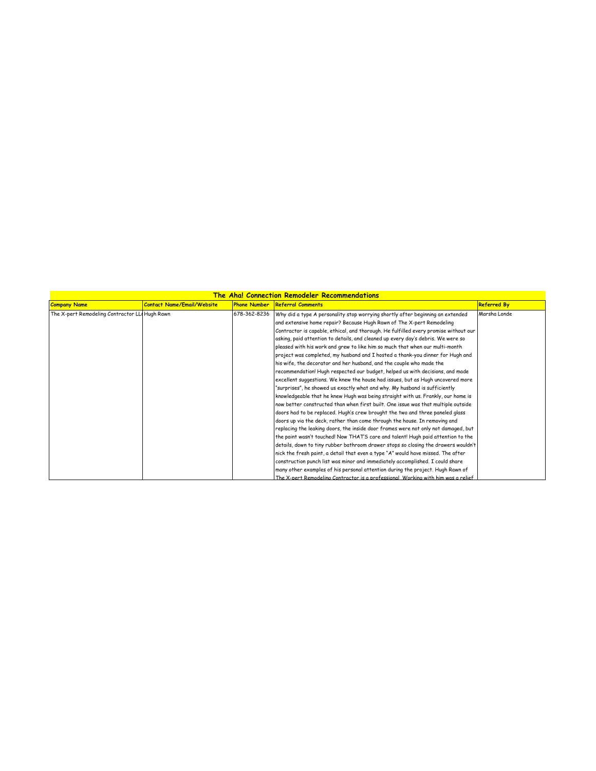**The Aha! Connection Remodeler Recommendations**

| Company Name | Contact Name/Email/Website | Phone Number | Referral Comments | Referred By |
| --- | --- | --- | --- | --- |
| The X-pert Remodeling Contractor LL | Hugh Rawn | 678-362-8236 | Why did a type A personality stop worrying shortly after beginning an extended and extensive home repair? Because Hugh Rawn of The X-pert Remodeling Contractor is capable, ethical, and thorough. He fulfilled every promise without our asking, paid attention to details, and cleaned up every day's debris. We were so pleased with his work and grew to like him so much that when our multi-month project was completed, my husband and I hosted a thank-you dinner for Hugh and his wife, the decorator and her husband, and the couple who made the recommendation! Hugh respected our budget, helped us with decisions, and made excellent suggestions. We knew the house had issues, but as Hugh uncovered more "surprises", he showed us exactly what and why. My husband is sufficiently knowledgeable that he knew Hugh was being straight with us. Frankly, our home is now better constructed than when first built. One issue was that multiple outside doors had to be replaced. Hugh's crew brought the two and three paneled glass doors up via the deck, rather than come through the house. In removing and replacing the leaking doors, the inside door frames were not only not damaged, but the paint wasn't touched! Now THAT'S care and talent! Hugh paid attention to the details, down to tiny rubber bathroom drawer stops so closing the drawers wouldn't nick the fresh paint, a detail that even a type "A" would have missed. The after construction punch list was minor and immediately accomplished. I could share many other examples of his personal attention during the project. Hugh Rawn of The X-pert Remodeling Contractor is a professional. Working with him was a relief | Marsha Londe |